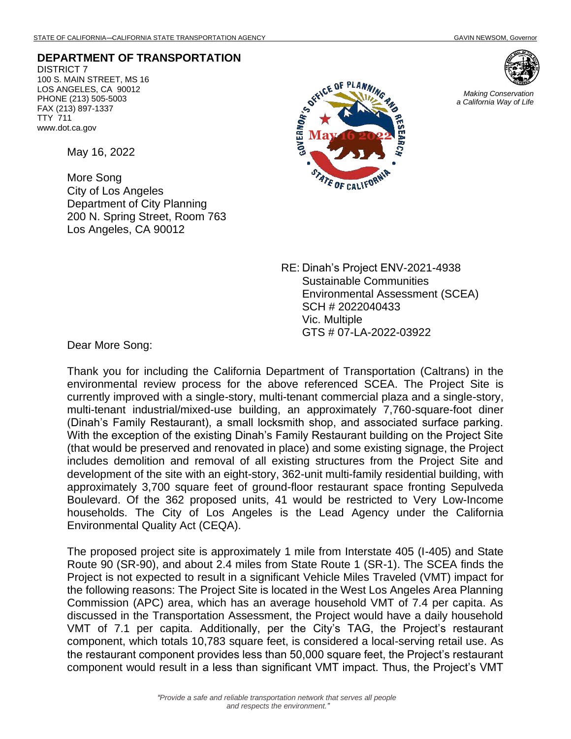STATE OF CALIFORNIA—CALIFORNIA STATE TRANSPORTATION AGENCY GAVIN NEWSOM, Governor

**DEPARTMENT OF TRANSPORTATION**
DISTRICT 7
100 S. MAIN STREET, MS 16
LOS ANGELES, CA 90012
PHONE (213) 505-5003
FAX (213) 897-1337
TTY 711
www.dot.ca.gov

*Making Conservation a California Way of Life*

May 16, 2022

More Song
City of Los Angeles
Department of City Planning
200 N. Spring Street, Room 763
Los Angeles, CA 90012

RE: Dinah's Project ENV-2021-4938
Sustainable Communities
Environmental Assessment (SCEA)
SCH # 2022040433
Vic. Multiple
GTS # 07-LA-2022-03922

Dear More Song:

Thank you for including the California Department of Transportation (Caltrans) in the environmental review process for the above referenced SCEA. The Project Site is currently improved with a single-story, multi-tenant commercial plaza and a single-story, multi-tenant industrial/mixed-use building, an approximately 7,760-square-foot diner (Dinah's Family Restaurant), a small locksmith shop, and associated surface parking. With the exception of the existing Dinah's Family Restaurant building on the Project Site (that would be preserved and renovated in place) and some existing signage, the Project includes demolition and removal of all existing structures from the Project Site and development of the site with an eight-story, 362-unit multi-family residential building, with approximately 3,700 square feet of ground-floor restaurant space fronting Sepulveda Boulevard. Of the 362 proposed units, 41 would be restricted to Very Low-Income households. The City of Los Angeles is the Lead Agency under the California Environmental Quality Act (CEQA).

The proposed project site is approximately 1 mile from Interstate 405 (I-405) and State Route 90 (SR-90), and about 2.4 miles from State Route 1 (SR-1). The SCEA finds the Project is not expected to result in a significant Vehicle Miles Traveled (VMT) impact for the following reasons: The Project Site is located in the West Los Angeles Area Planning Commission (APC) area, which has an average household VMT of 7.4 per capita. As discussed in the Transportation Assessment, the Project would have a daily household VMT of 7.1 per capita. Additionally, per the City's TAG, the Project's restaurant component, which totals 10,783 square feet, is considered a local-serving retail use. As the restaurant component provides less than 50,000 square feet, the Project's restaurant component would result in a less than significant VMT impact. Thus, the Project's VMT

*"Provide a safe and reliable transportation network that serves all people and respects the environment."*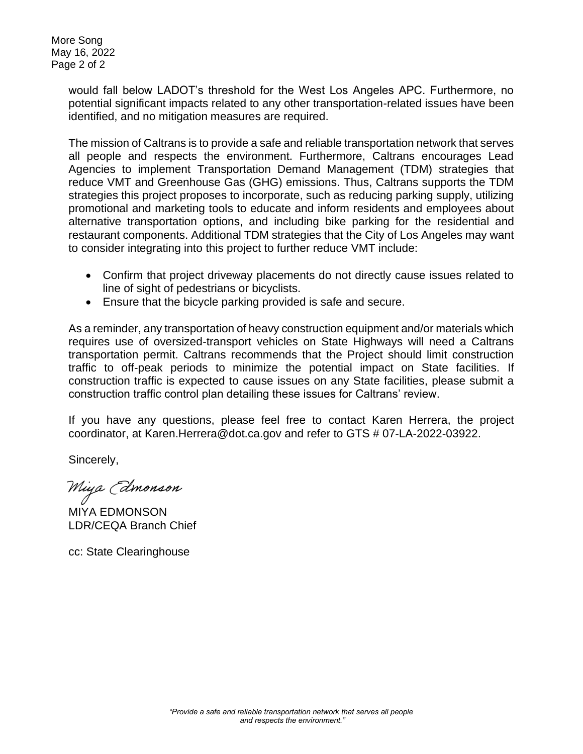would fall below LADOT's threshold for the West Los Angeles APC. Furthermore, no potential significant impacts related to any other transportation-related issues have been identified, and no mitigation measures are required.

The mission of Caltrans is to provide a safe and reliable transportation network that serves all people and respects the environment. Furthermore, Caltrans encourages Lead Agencies to implement Transportation Demand Management (TDM) strategies that reduce VMT and Greenhouse Gas (GHG) emissions. Thus, Caltrans supports the TDM strategies this project proposes to incorporate, such as reducing parking supply, utilizing promotional and marketing tools to educate and inform residents and employees about alternative transportation options, and including bike parking for the residential and restaurant components. Additional TDM strategies that the City of Los Angeles may want to consider integrating into this project to further reduce VMT include:

- Confirm that project driveway placements do not directly cause issues related to line of sight of pedestrians or bicyclists.
- Ensure that the bicycle parking provided is safe and secure.

As a reminder, any transportation of heavy construction equipment and/or materials which requires use of oversized-transport vehicles on State Highways will need a Caltrans transportation permit. Caltrans recommends that the Project should limit construction traffic to off-peak periods to minimize the potential impact on State facilities. If construction traffic is expected to cause issues on any State facilities, please submit a construction traffic control plan detailing these issues for Caltrans' review.

If you have any questions, please feel free to contact Karen Herrera, the project coordinator, at Karen.Herrera@dot.ca.gov and refer to GTS # 07-LA-2022-03922.

Sincerely,

*Miya Edmonson*

MIYA EDMONSON
LDR/CEQA Branch Chief

cc: State Clearinghouse

*"Provide a safe and reliable transportation network that serves all people and respects the environment."*